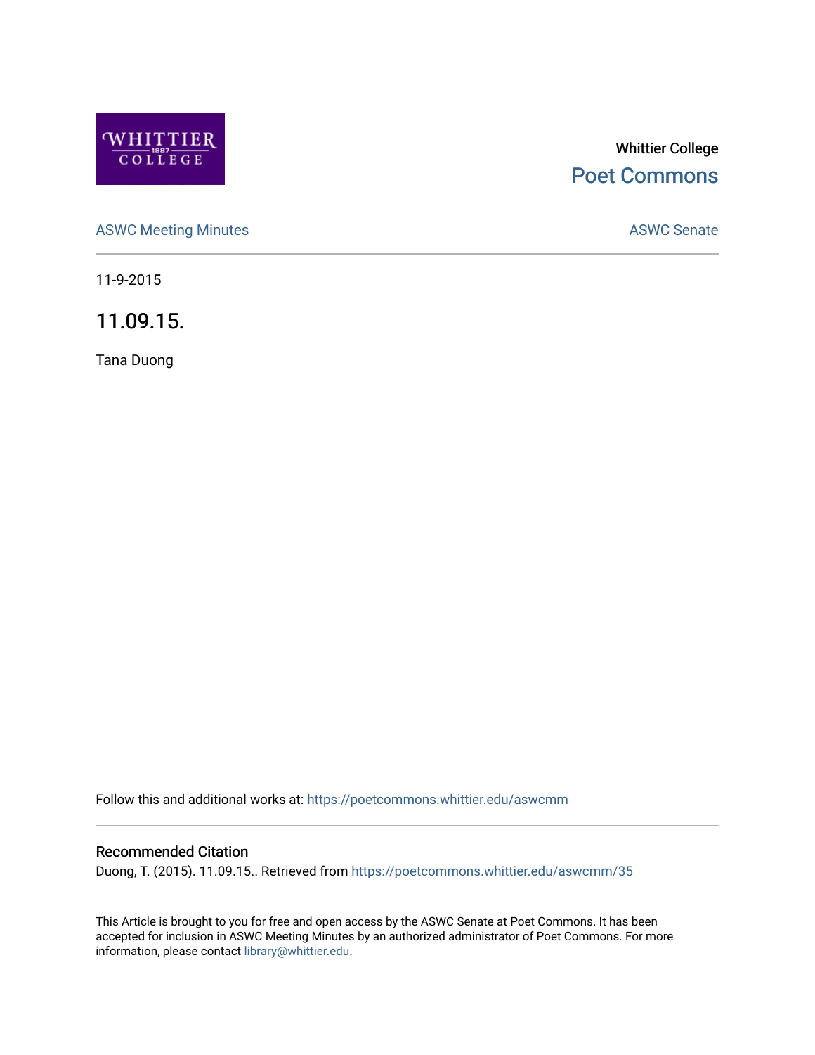Whittier College

Poet Commons

ASWC Meeting Minutes

ASWC Senate

11-9-2015

# 11.09.15.

Tana Duong

Follow this and additional works at: https://poetcommons.whittier.edu/aswcmm

## Recommended Citation

Duong, T. (2015). 11.09.15.. Retrieved from https://poetcommons.whittier.edu/aswcmm/35

This Article is brought to you for free and open access by the ASWC Senate at Poet Commons. It has been accepted for inclusion in ASWC Meeting Minutes by an authorized administrator of Poet Commons. For more information, please contact library@whittier.edu.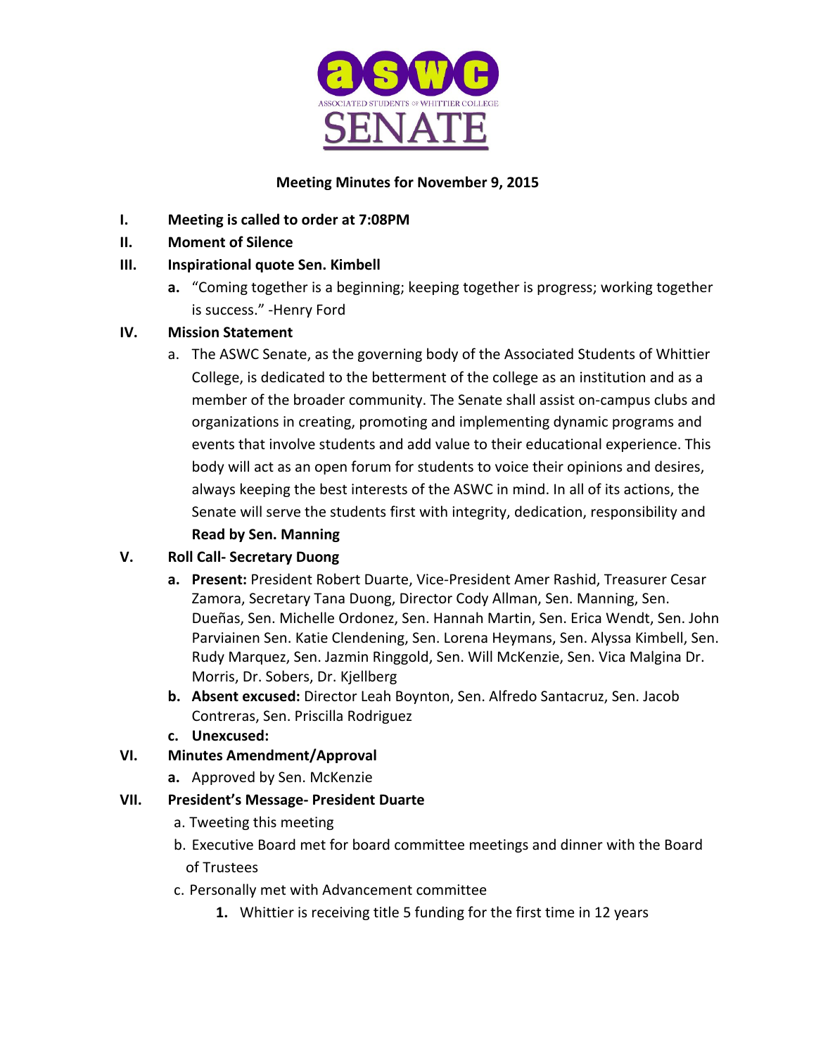**Meeting Minutes for November 9, 2015**

I. **Meeting is called to order at 7:08PM**

II. **Moment of Silence**

III. **Inspirational quote Sen. Kimbell**

   a. "Coming together is a beginning; keeping together is progress; working together is success." -Henry Ford

IV. **Mission Statement**

   a. The ASWC Senate, as the governing body of the Associated Students of Whittier College, is dedicated to the betterment of the college as an institution and as a member of the broader community. The Senate shall assist on-campus clubs and organizations in creating, promoting and implementing dynamic programs and events that involve students and add value to their educational experience. This body will act as an open forum for students to voice their opinions and desires, always keeping the best interests of the ASWC in mind. In all of its actions, the Senate will serve the students first with integrity, dedication, responsibility and **Read by Sen. Manning**

V. **Roll Call- Secretary Duong**

   a. **Present:** President Robert Duarte, Vice-President Amer Rashid, Treasurer Cesar Zamora, Secretary Tana Duong, Director Cody Allman, Sen. Manning, Sen. Dueñas, Sen. Michelle Ordonez, Sen. Hannah Martin, Sen. Erica Wendt, Sen. John Parviainen Sen. Katie Clendening, Sen. Lorena Heymans, Sen. Alyssa Kimbell, Sen. Rudy Marquez, Sen. Jazmin Ringgold, Sen. Will McKenzie, Sen. Vica Malgina Dr. Morris, Dr. Sobers, Dr. Kjellberg

   b. **Absent excused:** Director Leah Boynton, Sen. Alfredo Santacruz, Sen. Jacob Contreras, Sen. Priscilla Rodriguez

   c. **Unexcused:**

VI. **Minutes Amendment/Approval**

   a. Approved by Sen. McKenzie

VII. **President's Message- President Duarte**

   a. Tweeting this meeting

   b. Executive Board met for board committee meetings and dinner with the Board of Trustees

   c. Personally met with Advancement committee

      1. Whittier is receiving title 5 funding for the first time in 12 years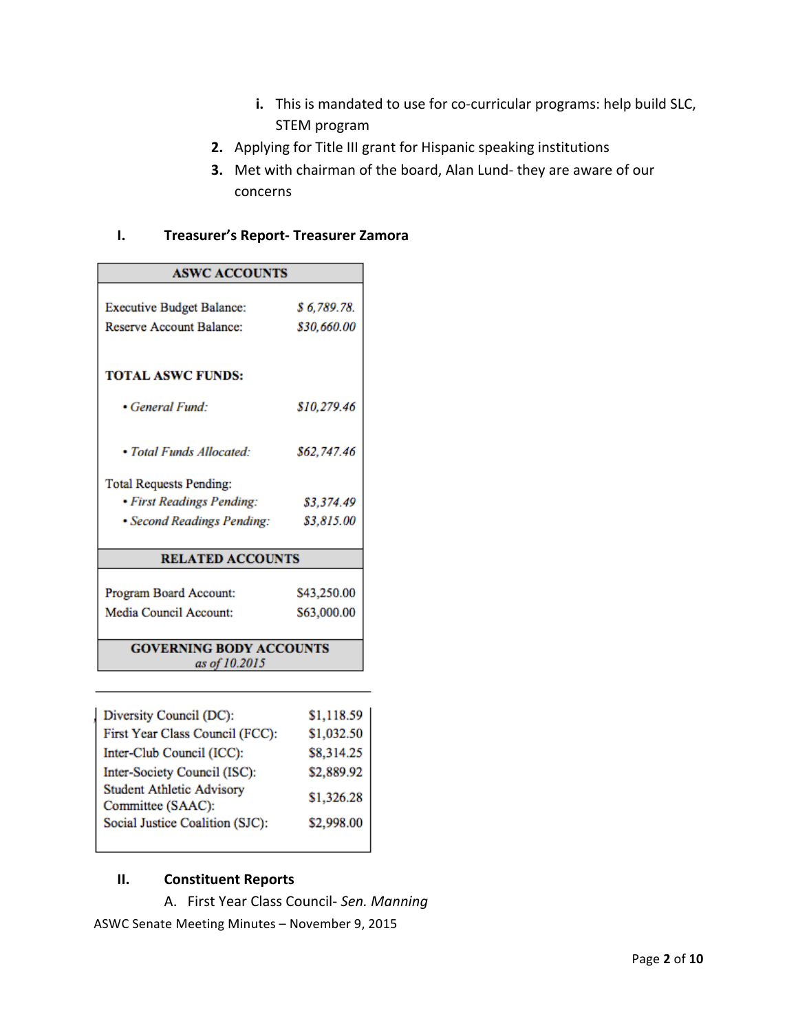i. This is mandated to use for co-curricular programs: help build SLC, STEM program

2. Applying for Title III grant for Hispanic speaking institutions
3. Met with chairman of the board, Alan Lund- they are aware of our concerns

## I. Treasurer's Report- Treasurer Zamora

| ASWC ACCOUNTS | |
|---|---|
| Executive Budget Balance: | *$ 6,789.78.* |
| Reserve Account Balance: | *$30,660.00* |
| **TOTAL ASWC FUNDS:** | |
| • *General Fund:* | *$10,279.46* |
| • *Total Funds Allocated:* | *$62,747.46* |
| Total Requests Pending: | |
| • *First Readings Pending:* | *$3,374.49* |
| • *Second Readings Pending:* | *$3,815.00* |
| **RELATED ACCOUNTS** | |
| Program Board Account: | $43,250.00 |
| Media Council Account: | $63,000.00 |
| **GOVERNING BODY ACCOUNTS** *as of 10.2015* | |
| Diversity Council (DC): | $1,118.59 |
| First Year Class Council (FCC): | $1,032.50 |
| Inter-Club Council (ICC): | $8,314.25 |
| Inter-Society Council (ISC): | $2,889.92 |
| Student Athletic Advisory Committee (SAAC): | $1,326.28 |
| Social Justice Coalition (SJC): | $2,998.00 |

## II. Constituent Reports

A. First Year Class Council- *Sen. Manning*

ASWC Senate Meeting Minutes – November 9, 2015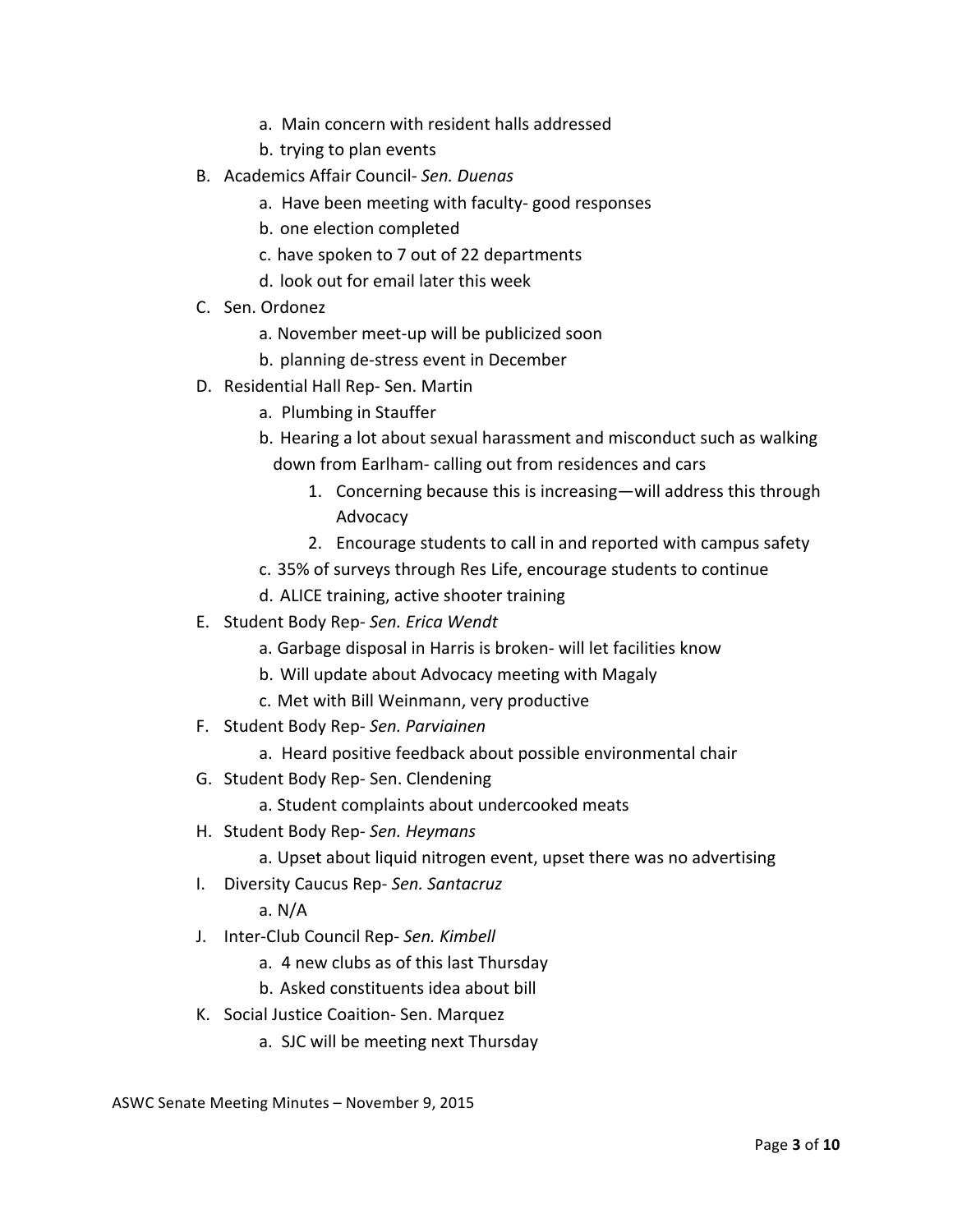a. Main concern with resident halls addressed
   b. trying to plan events

B. Academics Affair Council- *Sen. Duenas*
   a. Have been meeting with faculty- good responses
   b. one election completed
   c. have spoken to 7 out of 22 departments
   d. look out for email later this week

C. Sen. Ordonez
   a. November meet-up will be publicized soon
   b. planning de-stress event in December

D. Residential Hall Rep- Sen. Martin
   a. Plumbing in Stauffer
   b. Hearing a lot about sexual harassment and misconduct such as walking down from Earlham- calling out from residences and cars
      1. Concerning because this is increasing—will address this through Advocacy
      2. Encourage students to call in and reported with campus safety
   c. 35% of surveys through Res Life, encourage students to continue
   d. ALICE training, active shooter training

E. Student Body Rep- *Sen. Erica Wendt*
   a. Garbage disposal in Harris is broken- will let facilities know
   b. Will update about Advocacy meeting with Magaly
   c. Met with Bill Weinmann, very productive

F. Student Body Rep- *Sen. Parviainen*
   a. Heard positive feedback about possible environmental chair

G. Student Body Rep- Sen. Clendening
   a. Student complaints about undercooked meats

H. Student Body Rep- *Sen. Heymans*
   a. Upset about liquid nitrogen event, upset there was no advertising

I. Diversity Caucus Rep- *Sen. Santacruz*
   a. N/A

J. Inter-Club Council Rep- *Sen. Kimbell*
   a. 4 new clubs as of this last Thursday
   b. Asked constituents idea about bill

K. Social Justice Coaition- Sen. Marquez
   a. SJC will be meeting next Thursday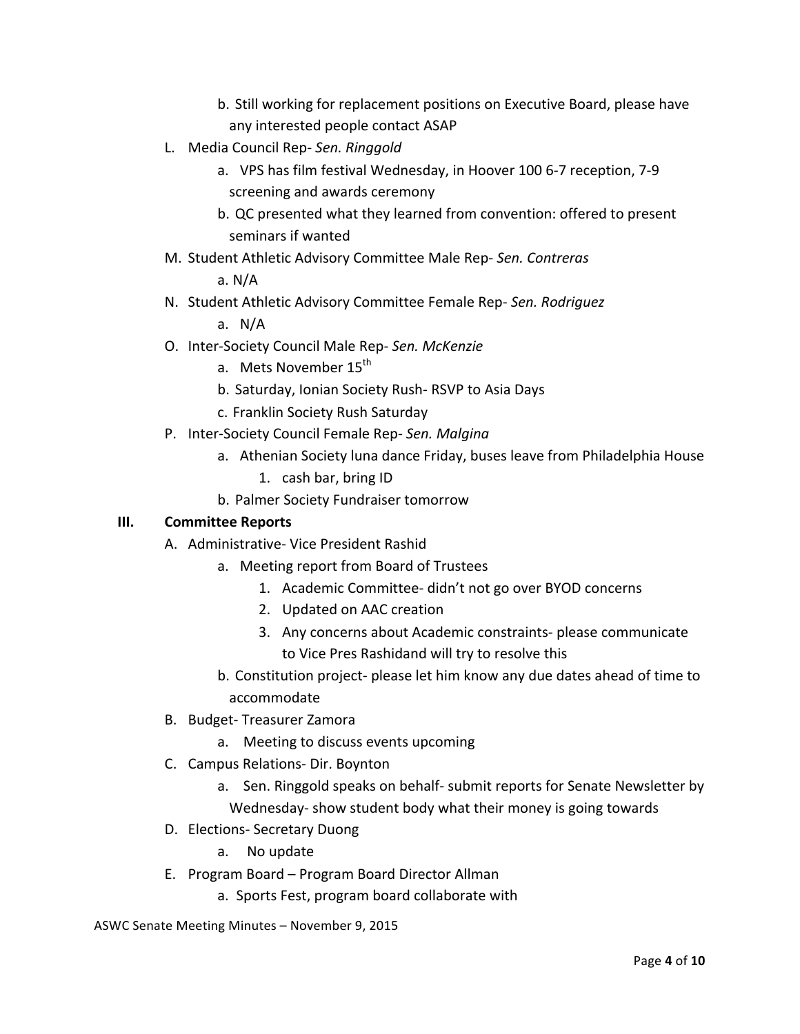b. Still working for replacement positions on Executive Board, please have any interested people contact ASAP

L. Media Council Rep- *Sen. Ringgold*
   a. VPS has film festival Wednesday, in Hoover 100 6-7 reception, 7-9 screening and awards ceremony
   b. QC presented what they learned from convention: offered to present seminars if wanted

M. Student Athletic Advisory Committee Male Rep- *Sen. Contreras*
   a. N/A

N. Student Athletic Advisory Committee Female Rep- *Sen. Rodriguez*
   a. N/A

O. Inter-Society Council Male Rep- *Sen. McKenzie*
   a. Mets November 15th
   b. Saturday, Ionian Society Rush- RSVP to Asia Days
   c. Franklin Society Rush Saturday

P. Inter-Society Council Female Rep- *Sen. Malgina*
   a. Athenian Society luna dance Friday, buses leave from Philadelphia House
      1. cash bar, bring ID
   b. Palmer Society Fundraiser tomorrow

## III. Committee Reports

A. Administrative- Vice President Rashid
   a. Meeting report from Board of Trustees
      1. Academic Committee- didn't not go over BYOD concerns
      2. Updated on AAC creation
      3. Any concerns about Academic constraints- please communicate to Vice Pres Rashidand will try to resolve this
   b. Constitution project- please let him know any due dates ahead of time to accommodate

B. Budget- Treasurer Zamora
   a. Meeting to discuss events upcoming

C. Campus Relations- Dir. Boynton
   a. Sen. Ringgold speaks on behalf- submit reports for Senate Newsletter by Wednesday- show student body what their money is going towards

D. Elections- Secretary Duong
   a. No update

E. Program Board – Program Board Director Allman
   a. Sports Fest, program board collaborate with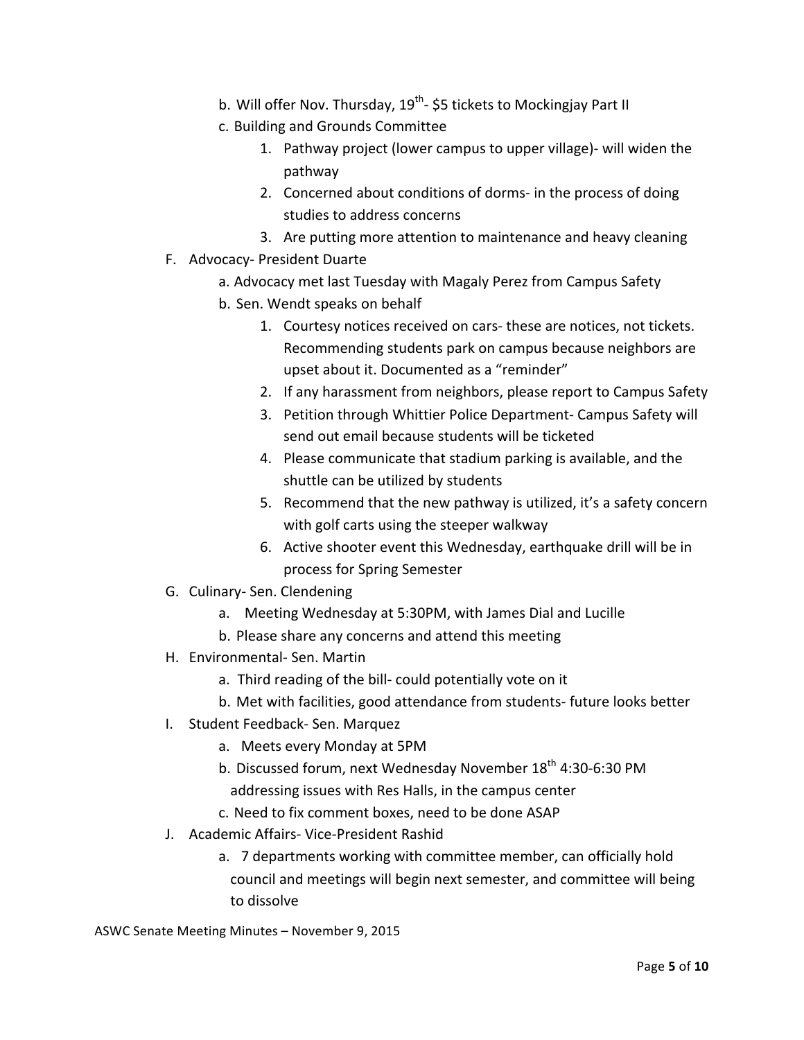b. Will offer Nov. Thursday, 19th- $5 tickets to Mockingjay Part II
   c. Building and Grounds Committee
      1. Pathway project (lower campus to upper village)- will widen the pathway
      2. Concerned about conditions of dorms- in the process of doing studies to address concerns
      3. Are putting more attention to maintenance and heavy cleaning

F. Advocacy- President Duarte
   a. Advocacy met last Tuesday with Magaly Perez from Campus Safety
   b. Sen. Wendt speaks on behalf
      1. Courtesy notices received on cars- these are notices, not tickets. Recommending students park on campus because neighbors are upset about it. Documented as a "reminder"
      2. If any harassment from neighbors, please report to Campus Safety
      3. Petition through Whittier Police Department- Campus Safety will send out email because students will be ticketed
      4. Please communicate that stadium parking is available, and the shuttle can be utilized by students
      5. Recommend that the new pathway is utilized, it's a safety concern with golf carts using the steeper walkway
      6. Active shooter event this Wednesday, earthquake drill will be in process for Spring Semester

G. Culinary- Sen. Clendening
   a. Meeting Wednesday at 5:30PM, with James Dial and Lucille
   b. Please share any concerns and attend this meeting

H. Environmental- Sen. Martin
   a. Third reading of the bill- could potentially vote on it
   b. Met with facilities, good attendance from students- future looks better

I. Student Feedback- Sen. Marquez
   a. Meets every Monday at 5PM
   b. Discussed forum, next Wednesday November 18th 4:30-6:30 PM addressing issues with Res Halls, in the campus center
   c. Need to fix comment boxes, need to be done ASAP

J. Academic Affairs- Vice-President Rashid
   a. 7 departments working with committee member, can officially hold council and meetings will begin next semester, and committee will being to dissolve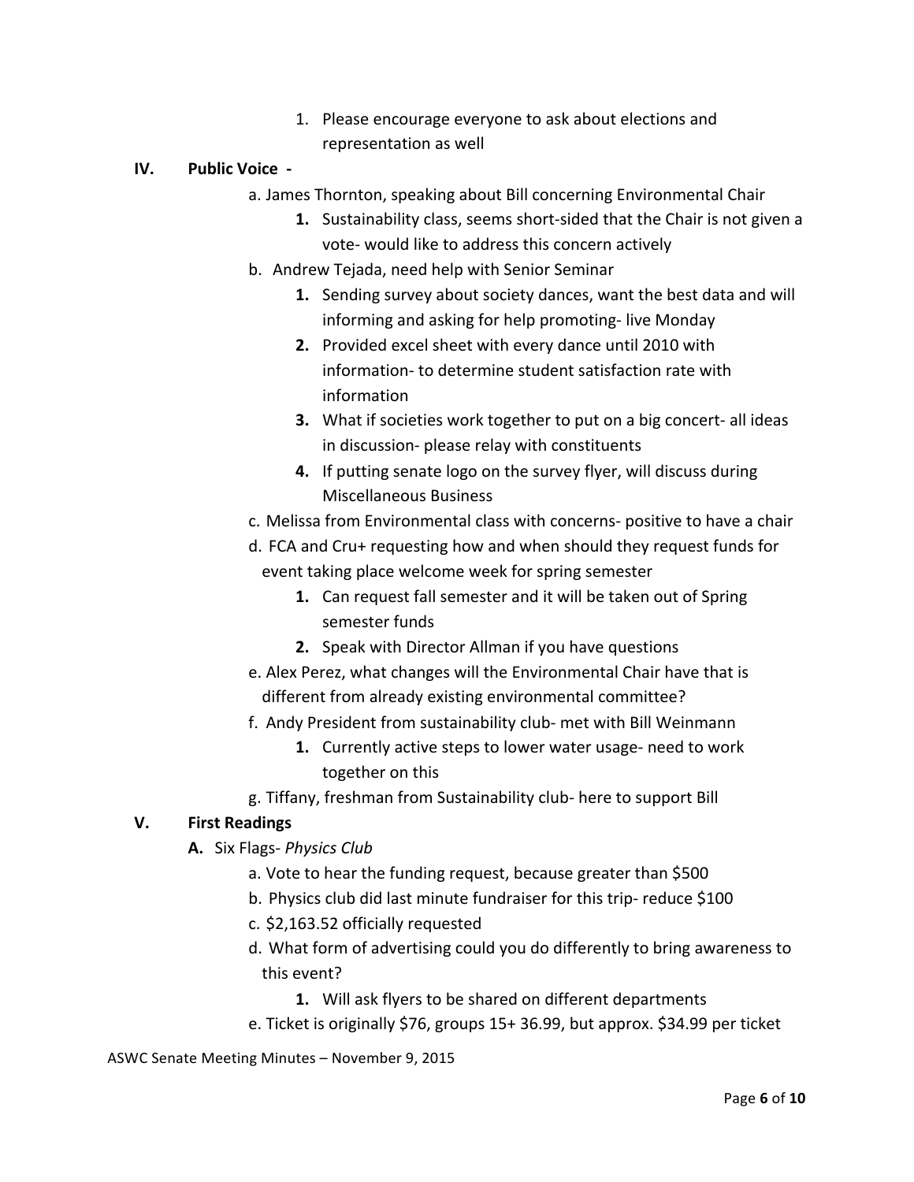1. Please encourage everyone to ask about elections and representation as well

**IV. Public Voice -**

a. James Thornton, speaking about Bill concerning Environmental Chair

  1. Sustainability class, seems short-sided that the Chair is not given a vote- would like to address this concern actively

b. Andrew Tejada, need help with Senior Seminar

  1. Sending survey about society dances, want the best data and will informing and asking for help promoting- live Monday
  2. Provided excel sheet with every dance until 2010 with information- to determine student satisfaction rate with information
  3. What if societies work together to put on a big concert- all ideas in discussion- please relay with constituents
  4. If putting senate logo on the survey flyer, will discuss during Miscellaneous Business

c. Melissa from Environmental class with concerns- positive to have a chair

d. FCA and Cru+ requesting how and when should they request funds for event taking place welcome week for spring semester

  1. Can request fall semester and it will be taken out of Spring semester funds
  2. Speak with Director Allman if you have questions

e. Alex Perez, what changes will the Environmental Chair have that is different from already existing environmental committee?

f. Andy President from sustainability club- met with Bill Weinmann

  1. Currently active steps to lower water usage- need to work together on this

g. Tiffany, freshman from Sustainability club- here to support Bill

**V. First Readings**

**A.** Six Flags- *Physics Club*

a. Vote to hear the funding request, because greater than $500

b. Physics club did last minute fundraiser for this trip- reduce $100

c. $2,163.52 officially requested

d. What form of advertising could you do differently to bring awareness to this event?

  1. Will ask flyers to be shared on different departments

e. Ticket is originally $76, groups 15+ 36.99, but approx. $34.99 per ticket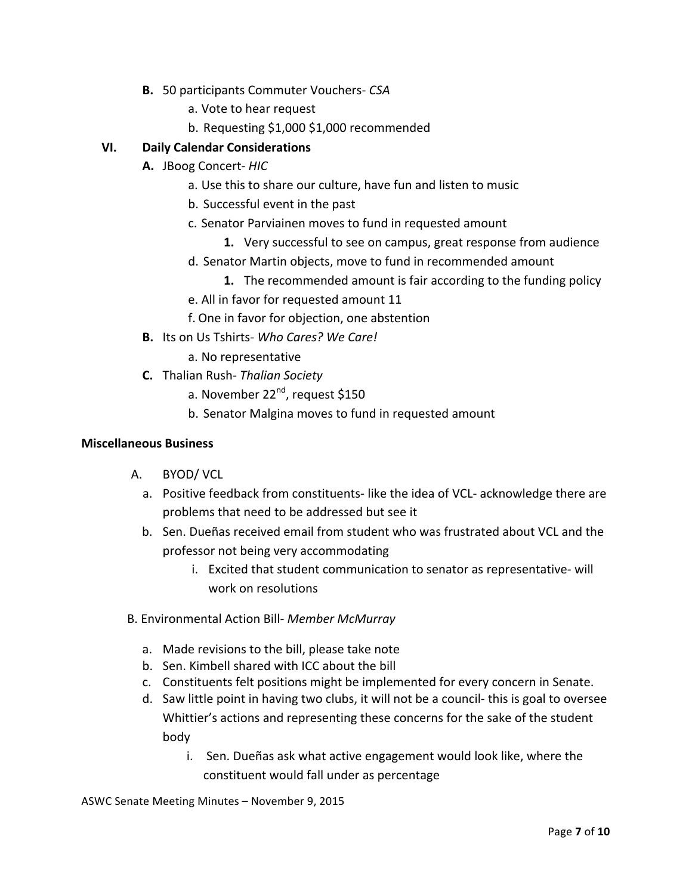**B.** 50 participants Commuter Vouchers- *CSA*

a. Vote to hear request

b. Requesting $1,000 $1,000 recommended

**VI. Daily Calendar Considerations**

**A.** JBoog Concert- *HIC*

a. Use this to share our culture, have fun and listen to music

b. Successful event in the past

c. Senator Parviainen moves to fund in requested amount

**1.** Very successful to see on campus, great response from audience

d. Senator Martin objects, move to fund in recommended amount

**1.** The recommended amount is fair according to the funding policy

e. All in favor for requested amount 11

f. One in favor for objection, one abstention

**B.** Its on Us Tshirts- *Who Cares? We Care!*

a. No representative

**C.** Thalian Rush- *Thalian Society*

a. November 22nd, request $150

b. Senator Malgina moves to fund in requested amount

**Miscellaneous Business**

A. BYOD/ VCL

a. Positive feedback from constituents- like the idea of VCL- acknowledge there are problems that need to be addressed but see it

b. Sen. Dueñas received email from student who was frustrated about VCL and the professor not being very accommodating

i. Excited that student communication to senator as representative- will work on resolutions

B. Environmental Action Bill- *Member McMurray*

a. Made revisions to the bill, please take note

b. Sen. Kimbell shared with ICC about the bill

c. Constituents felt positions might be implemented for every concern in Senate.

d. Saw little point in having two clubs, it will not be a council- this is goal to oversee Whittier's actions and representing these concerns for the sake of the student body

i. Sen. Dueñas ask what active engagement would look like, where the constituent would fall under as percentage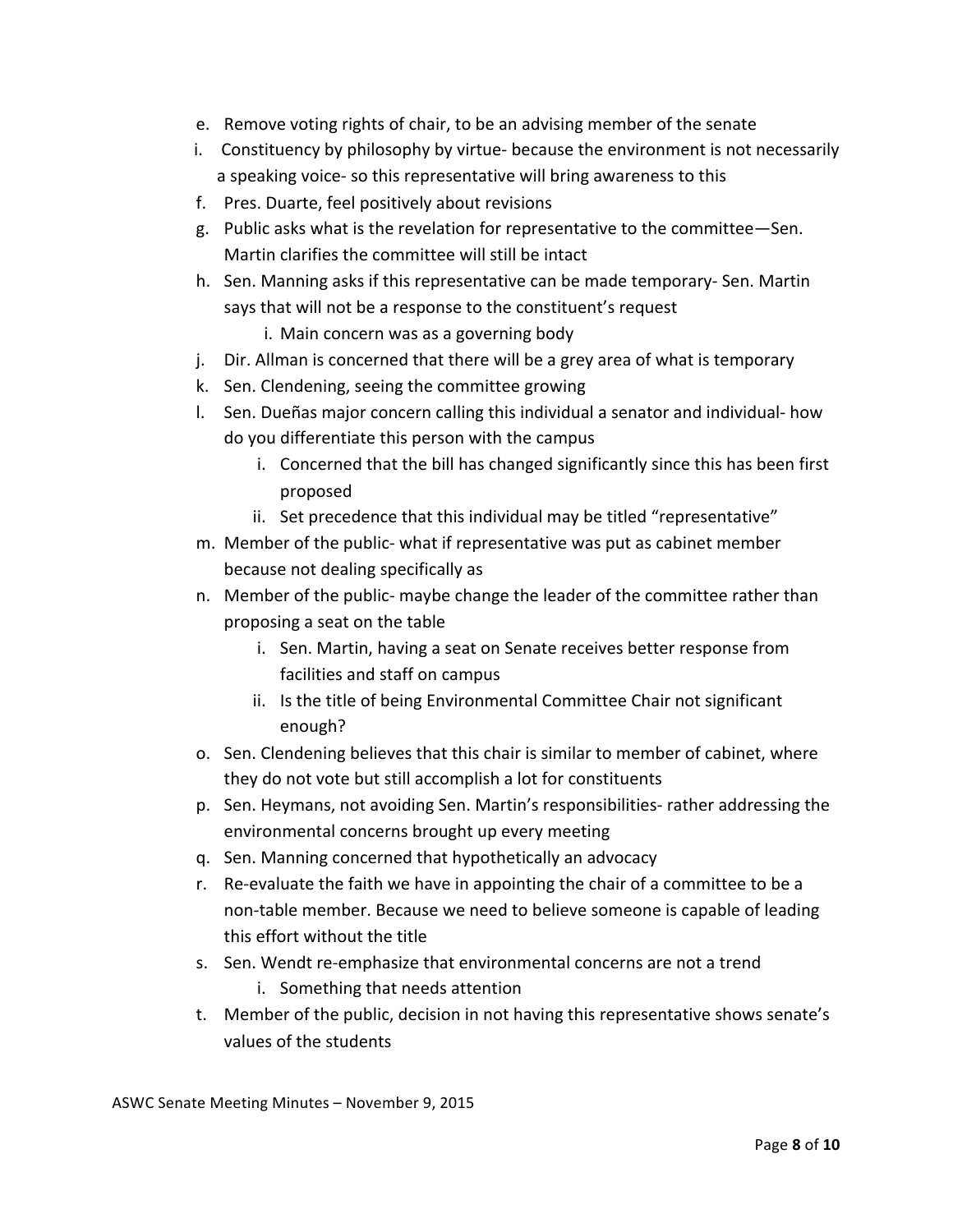e. Remove voting rights of chair, to be an advising member of the senate
i. Constituency by philosophy by virtue- because the environment is not necessarily a speaking voice- so this representative will bring awareness to this
f. Pres. Duarte, feel positively about revisions
g. Public asks what is the revelation for representative to the committee—Sen. Martin clarifies the committee will still be intact
h. Sen. Manning asks if this representative can be made temporary- Sen. Martin says that will not be a response to the constituent's request
    i. Main concern was as a governing body
j. Dir. Allman is concerned that there will be a grey area of what is temporary
k. Sen. Clendening, seeing the committee growing
l. Sen. Dueñas major concern calling this individual a senator and individual- how do you differentiate this person with the campus
    i. Concerned that the bill has changed significantly since this has been first proposed
    ii. Set precedence that this individual may be titled "representative"
m. Member of the public- what if representative was put as cabinet member because not dealing specifically as
n. Member of the public- maybe change the leader of the committee rather than proposing a seat on the table
    i. Sen. Martin, having a seat on Senate receives better response from facilities and staff on campus
    ii. Is the title of being Environmental Committee Chair not significant enough?
o. Sen. Clendening believes that this chair is similar to member of cabinet, where they do not vote but still accomplish a lot for constituents
p. Sen. Heymans, not avoiding Sen. Martin's responsibilities- rather addressing the environmental concerns brought up every meeting
q. Sen. Manning concerned that hypothetically an advocacy
r. Re-evaluate the faith we have in appointing the chair of a committee to be a non-table member. Because we need to believe someone is capable of leading this effort without the title
s. Sen. Wendt re-emphasize that environmental concerns are not a trend
    i. Something that needs attention
t. Member of the public, decision in not having this representative shows senate's values of the students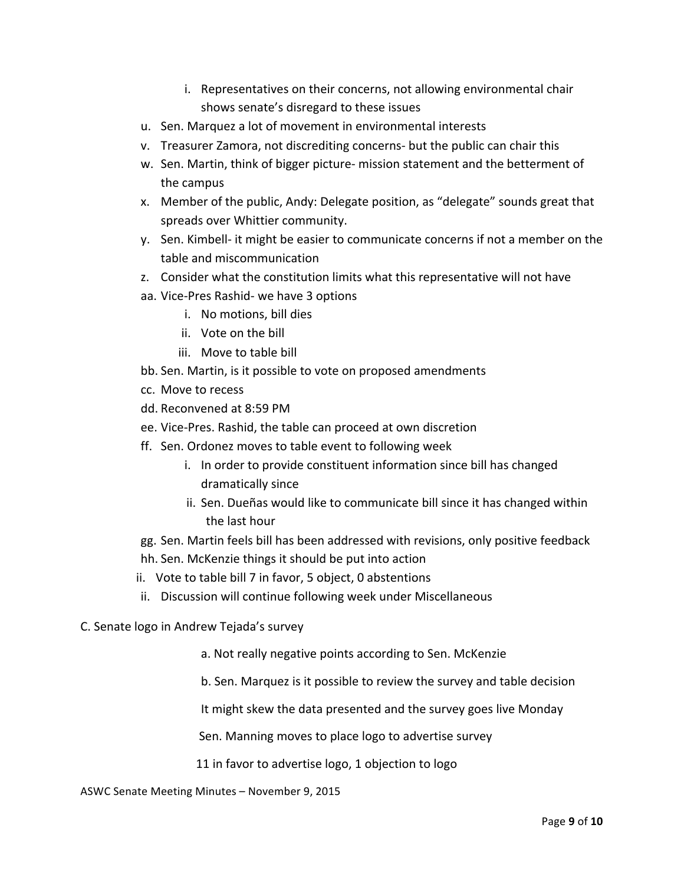i. Representatives on their concerns, not allowing environmental chair shows senate's disregard to these issues

u. Sen. Marquez a lot of movement in environmental interests
v. Treasurer Zamora, not discrediting concerns- but the public can chair this
w. Sen. Martin, think of bigger picture- mission statement and the betterment of the campus
x. Member of the public, Andy: Delegate position, as "delegate" sounds great that spreads over Whittier community.
y. Sen. Kimbell- it might be easier to communicate concerns if not a member on the table and miscommunication
z. Consider what the constitution limits what this representative will not have
aa. Vice-Pres Rashid- we have 3 options
    i. No motions, bill dies
    ii. Vote on the bill
    iii. Move to table bill
bb. Sen. Martin, is it possible to vote on proposed amendments
cc. Move to recess
dd. Reconvened at 8:59 PM
ee. Vice-Pres. Rashid, the table can proceed at own discretion
ff. Sen. Ordonez moves to table event to following week
    i. In order to provide constituent information since bill has changed dramatically since
    ii. Sen. Dueñas would like to communicate bill since it has changed within the last hour
gg. Sen. Martin feels bill has been addressed with revisions, only positive feedback
hh. Sen. McKenzie things it should be put into action
ii. Vote to table bill 7 in favor, 5 object, 0 abstentions
ii. Discussion will continue following week under Miscellaneous

C. Senate logo in Andrew Tejada's survey

a. Not really negative points according to Sen. McKenzie

b. Sen. Marquez is it possible to review the survey and table decision

It might skew the data presented and the survey goes live Monday

Sen. Manning moves to place logo to advertise survey

11 in favor to advertise logo, 1 objection to logo

ASWC Senate Meeting Minutes – November 9, 2015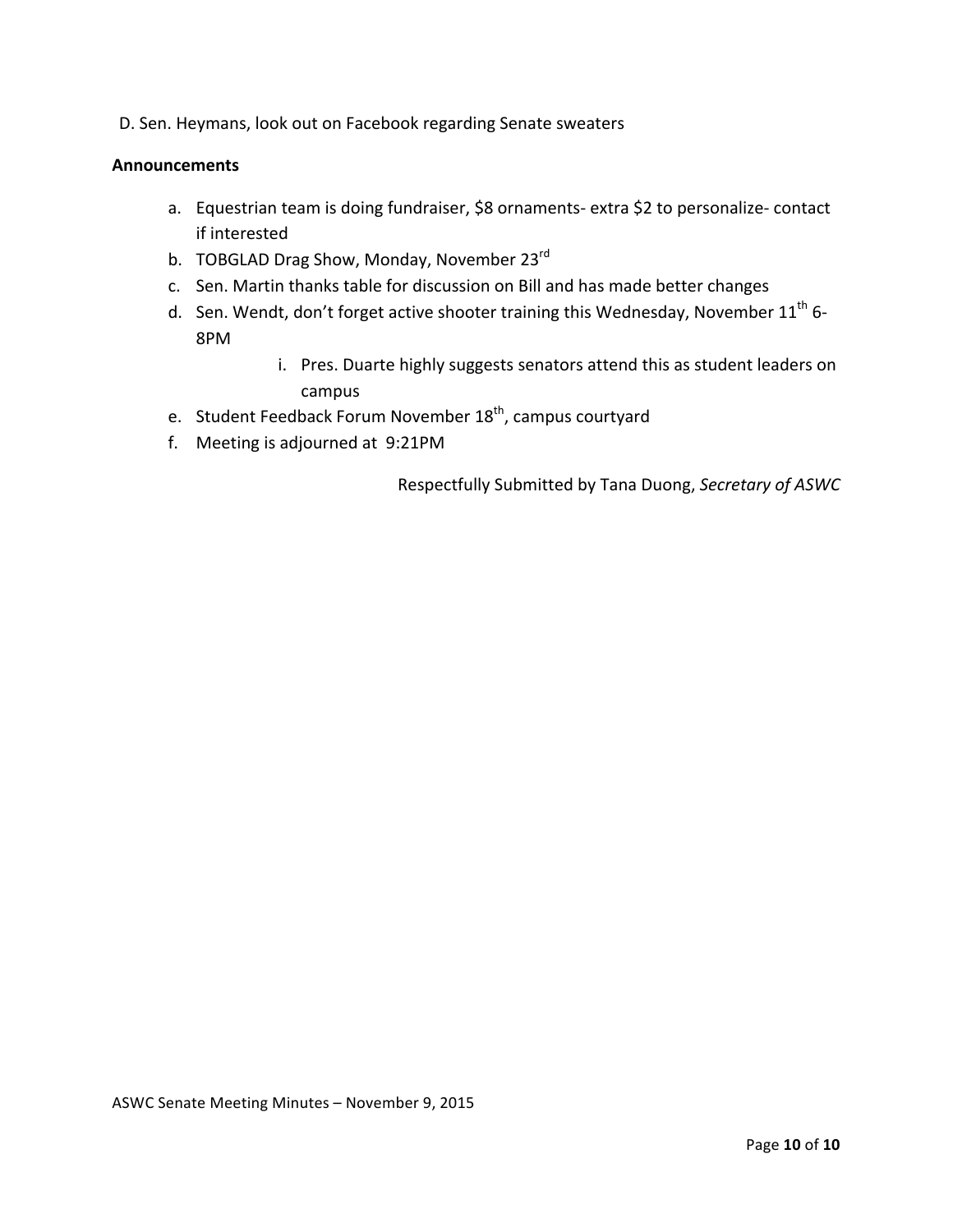D. Sen. Heymans, look out on Facebook regarding Senate sweaters

**Announcements**

a. Equestrian team is doing fundraiser, $8 ornaments- extra $2 to personalize- contact if interested
b. TOBGLAD Drag Show, Monday, November 23rd
c. Sen. Martin thanks table for discussion on Bill and has made better changes
d. Sen. Wendt, don't forget active shooter training this Wednesday, November 11th 6-8PM
    i. Pres. Duarte highly suggests senators attend this as student leaders on campus
e. Student Feedback Forum November 18th, campus courtyard
f. Meeting is adjourned at 9:21PM

Respectfully Submitted by Tana Duong, *Secretary of ASWC*

ASWC Senate Meeting Minutes – November 9, 2015